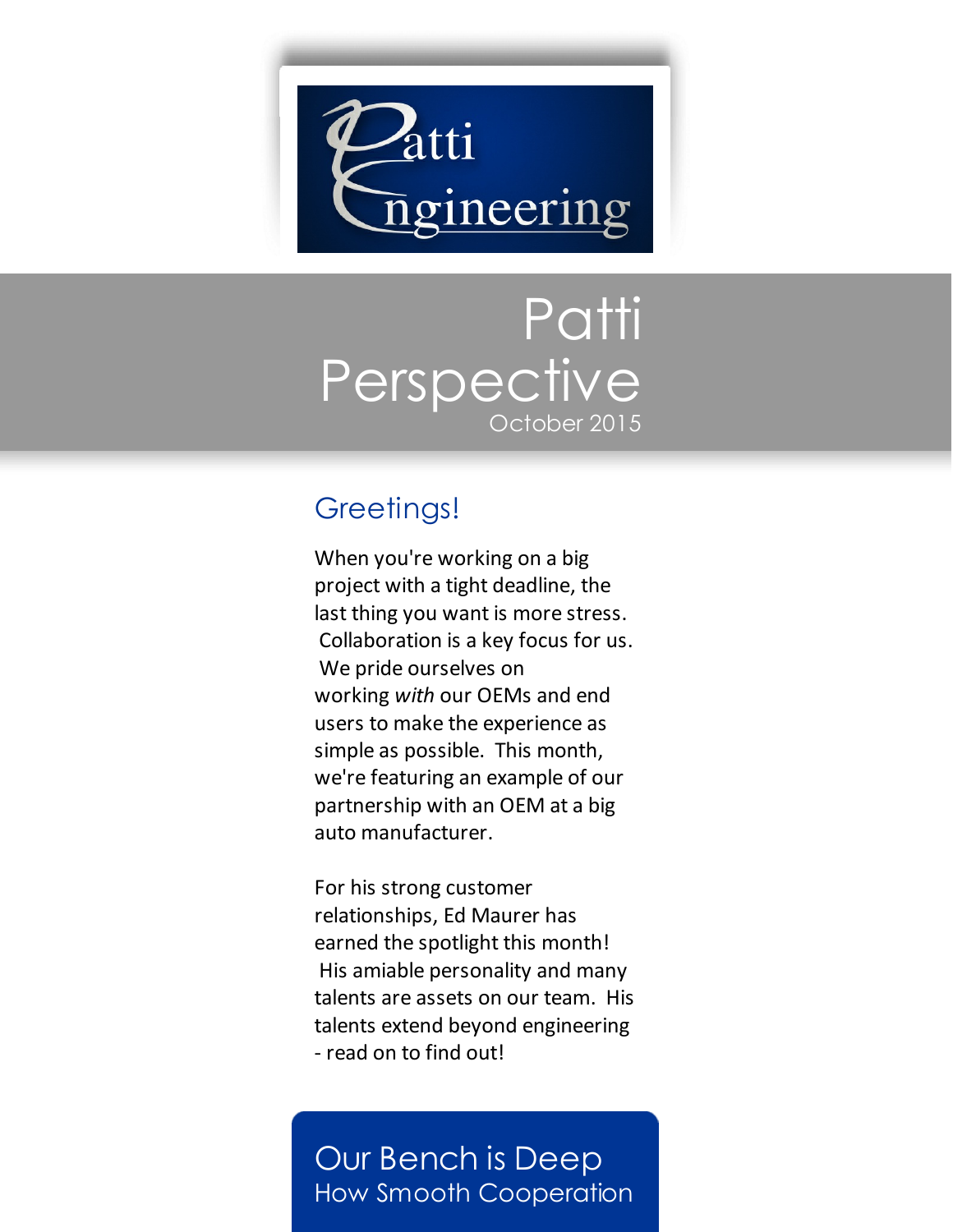Patti Engineering

# Patti Perspective

October 2015

## Greetings!

When you're working on a big project with a tight deadline, the last thing you want is more stress. Collaboration is a key focus for us. We pride ourselves on working *with* our OEMs and end users to make the experience as simple as possible. This month, we're featuring an example of our partnership with an OEM at a big auto manufacturer.

For his strong customer relationships, Ed Maurer has earned the spotlight this month! His amiable personality and many talents are assets on our team. His talents extend beyond engineering - read on to find out!

## Our Bench is Deep

How Smooth Cooperation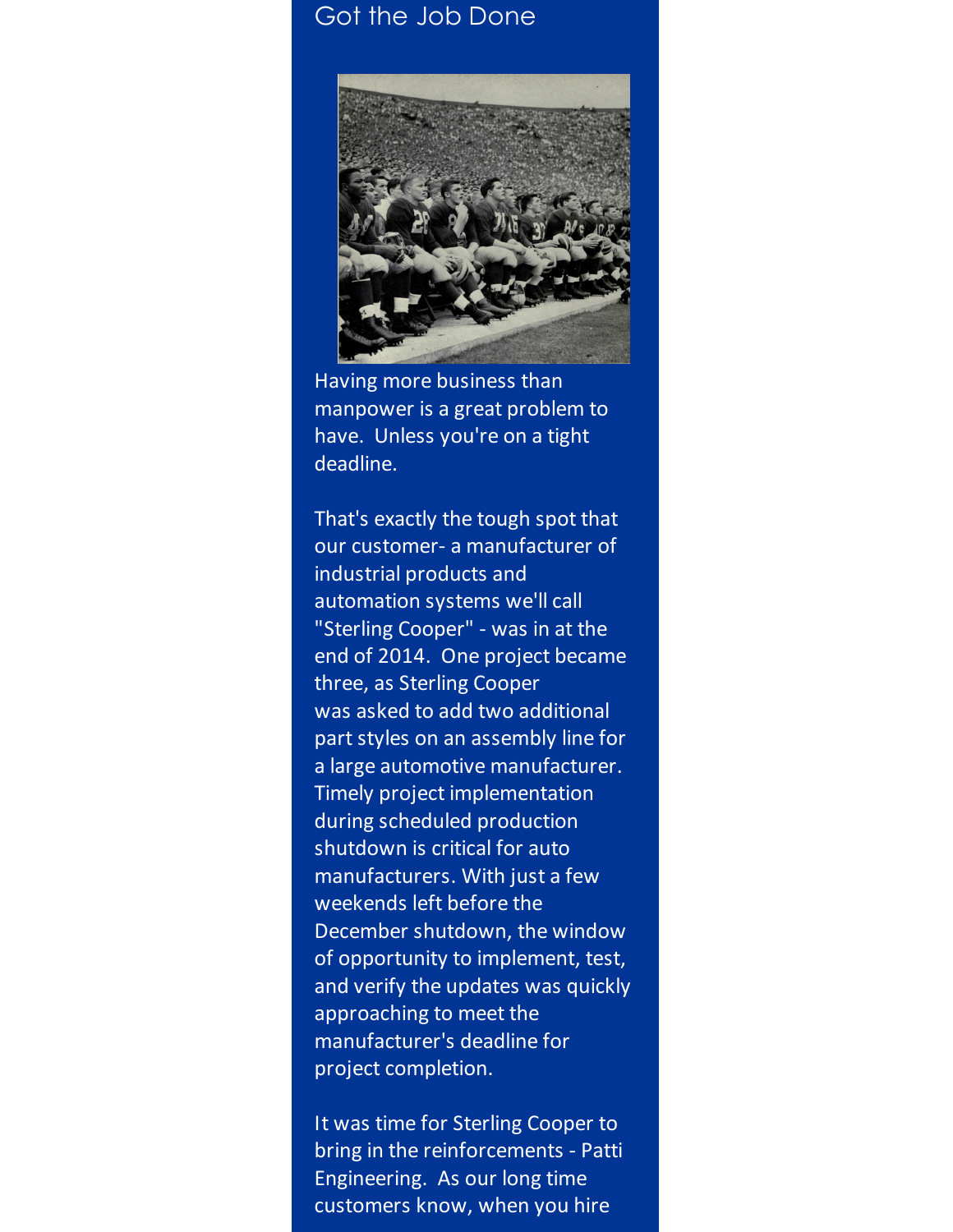## Got the Job Done

Having more business than manpower is a great problem to have. Unless you're on a tight deadline.

That's exactly the tough spot that our customer- a manufacturer of industrial products and automation systems we'll call "Sterling Cooper" - was in at the end of 2014. One project became three, as Sterling Cooper was asked to add two additional part styles on an assembly line for a large automotive manufacturer. Timely project implementation during scheduled production shutdown is critical for auto manufacturers. With just a few weekends left before the December shutdown, the window of opportunity to implement, test, and verify the updates was quickly approaching to meet the manufacturer's deadline for project completion.

It was time for Sterling Cooper to bring in the reinforcements - Patti Engineering. As our long time customers know, when you hire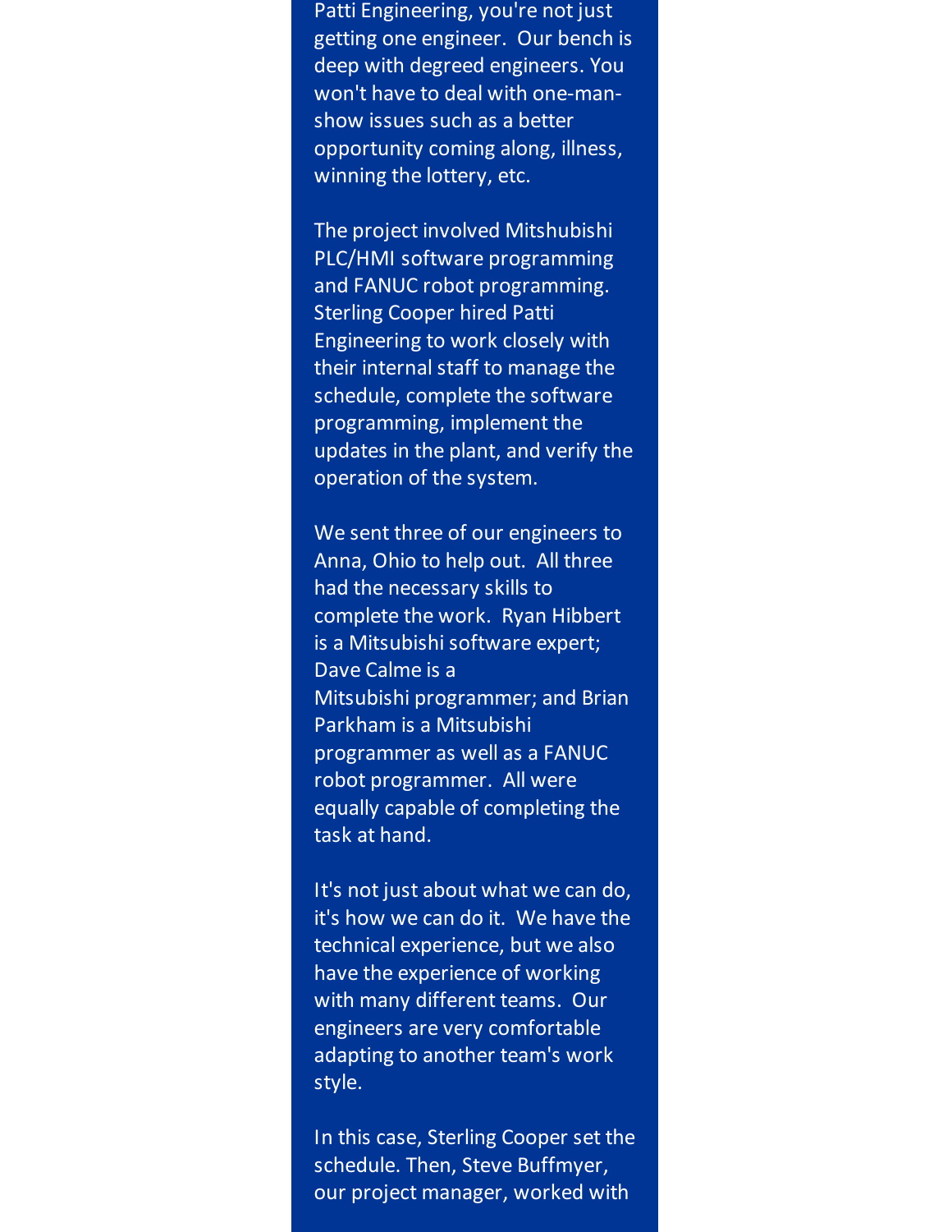Patti Engineering, you're not just getting one engineer.  Our bench is deep with degreed engineers. You won't have to deal with one-man-show issues such as a better opportunity coming along, illness, winning the lottery, etc.

The project involved Mitshubishi PLC/HMI software programming and FANUC robot programming. Sterling Cooper hired Patti Engineering to work closely with their internal staff to manage the schedule, complete the software programming, implement the updates in the plant, and verify the operation of the system.

We sent three of our engineers to Anna, Ohio to help out.  All three had the necessary skills to complete the work.  Ryan Hibbert is a Mitsubishi software expert; Dave Calme is a Mitsubishi programmer; and Brian Parkham is a Mitsubishi programmer as well as a FANUC robot programmer.  All were equally capable of completing the task at hand.

It's not just about what we can do, it's how we can do it.  We have the technical experience, but we also have the experience of working with many different teams.  Our engineers are very comfortable adapting to another team's work style.

In this case, Sterling Cooper set the schedule. Then, Steve Buffmyer, our project manager, worked with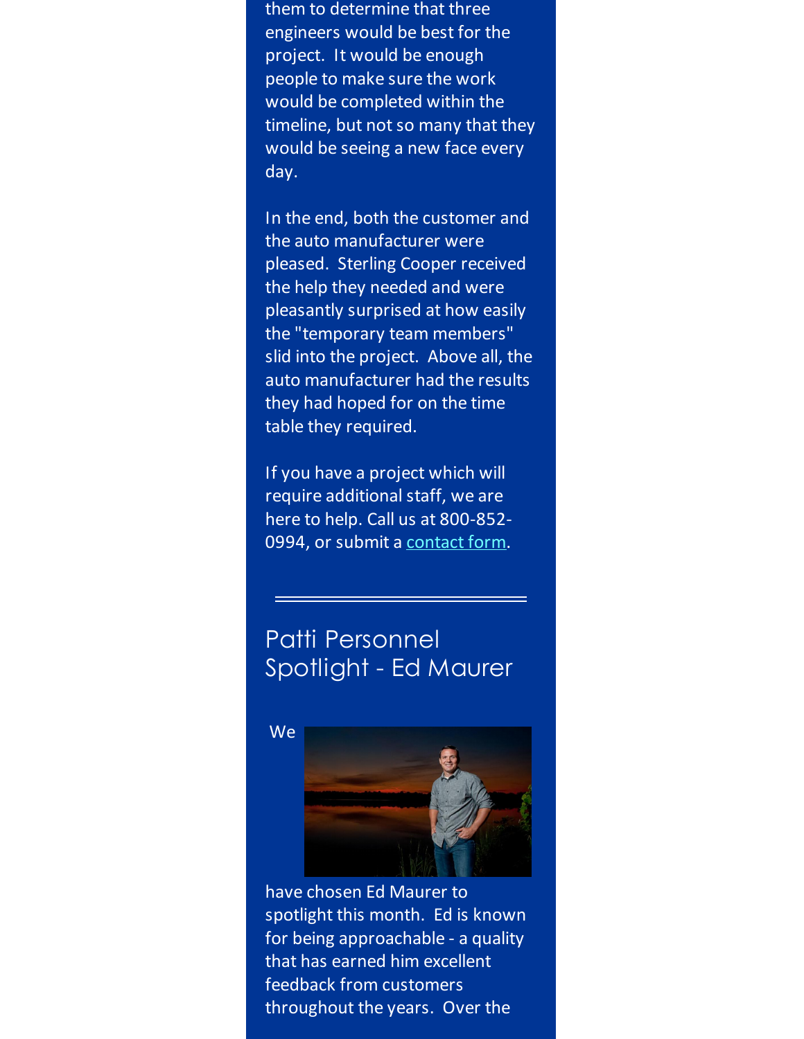them to determine that three engineers would be best for the project. It would be enough people to make sure the work would be completed within the timeline, but not so many that they would be seeing a new face every day.

In the end, both the customer and the auto manufacturer were pleased. Sterling Cooper received the help they needed and were pleasantly surprised at how easily the "temporary team members" slid into the project. Above all, the auto manufacturer had the results they had hoped for on the time table they required.

If you have a project which will require additional staff, we are here to help. Call us at 800-852-0994, or submit a contact form.

---

## Patti Personnel Spotlight - Ed Maurer

We have chosen Ed Maurer to spotlight this month. Ed is known for being approachable - a quality that has earned him excellent feedback from customers throughout the years. Over the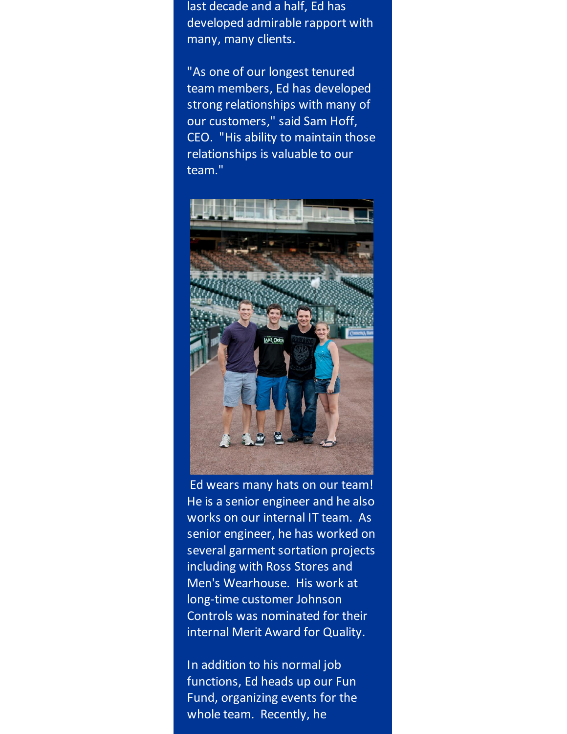last decade and a half, Ed has developed admirable rapport with many, many clients.

"As one of our longest tenured team members, Ed has developed strong relationships with many of our customers," said Sam Hoff, CEO. "His ability to maintain those relationships is valuable to our team."

Ed wears many hats on our team! He is a senior engineer and he also works on our internal IT team. As senior engineer, he has worked on several garment sortation projects including with Ross Stores and Men's Wearhouse. His work at long-time customer Johnson Controls was nominated for their internal Merit Award for Quality.

In addition to his normal job functions, Ed heads up our Fun Fund, organizing events for the whole team. Recently, he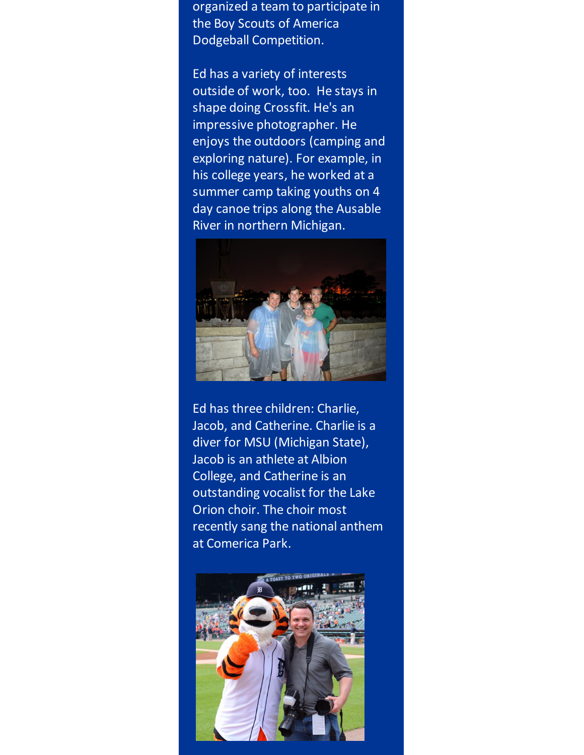organized a team to participate in the Boy Scouts of America Dodgeball Competition.

Ed has a variety of interests outside of work, too. He stays in shape doing Crossfit. He's an impressive photographer. He enjoys the outdoors (camping and exploring nature). For example, in his college years, he worked at a summer camp taking youths on 4 day canoe trips along the Ausable River in northern Michigan.

Ed has three children: Charlie, Jacob, and Catherine. Charlie is a diver for MSU (Michigan State), Jacob is an athlete at Albion College, and Catherine is an outstanding vocalist for the Lake Orion choir. The choir most recently sang the national anthem at Comerica Park.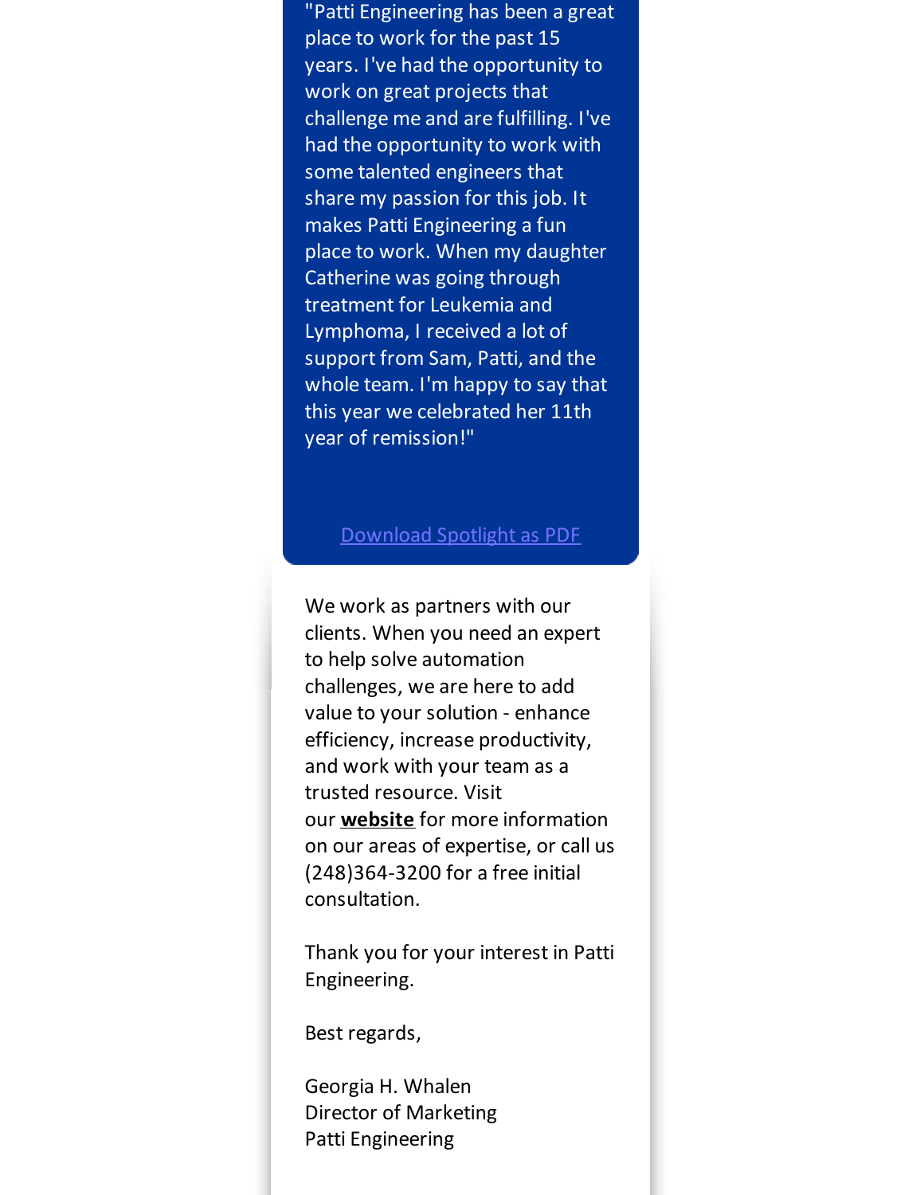"Patti Engineering has been a great place to work for the past 15 years. I've had the opportunity to work on great projects that challenge me and are fulfilling. I've had the opportunity to work with some talented engineers that share my passion for this job. It makes Patti Engineering a fun place to work. When my daughter Catherine was going through treatment for Leukemia and Lymphoma, I received a lot of support from Sam, Patti, and the whole team. I'm happy to say that this year we celebrated her 11th year of remission!"

Download Spotlight as PDF

We work as partners with our clients. When you need an expert to help solve automation challenges, we are here to add value to your solution - enhance efficiency, increase productivity, and work with your team as a trusted resource. Visit our **website** for more information on our areas of expertise, or call us (248)364-3200 for a free initial consultation.

Thank you for your interest in Patti Engineering.

Best regards,

Georgia H. Whalen
Director of Marketing
Patti Engineering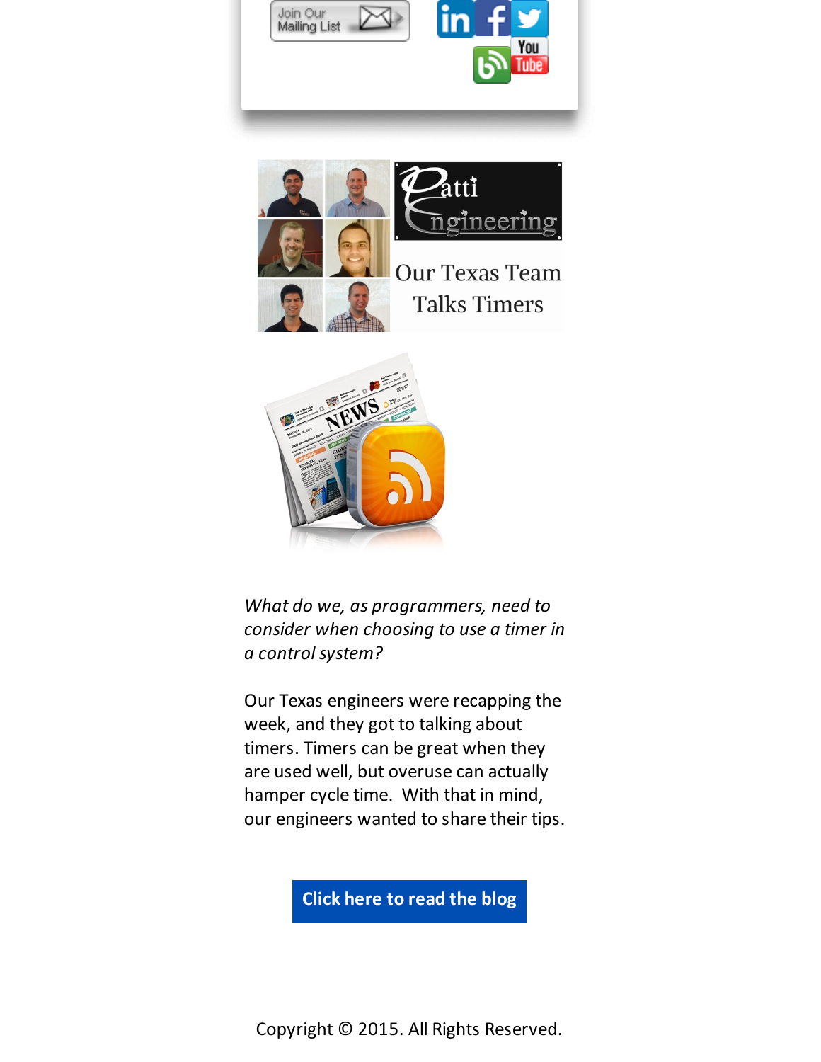Join Our Mailing List

Our Texas Team Talks Timers

*What do we, as programmers, need to consider when choosing to use a timer in a control system?*

Our Texas engineers were recapping the week, and they got to talking about timers. Timers can be great when they are used well, but overuse can actually hamper cycle time. With that in mind, our engineers wanted to share their tips.

**Click here to read the blog**

Copyright © 2015. All Rights Reserved.